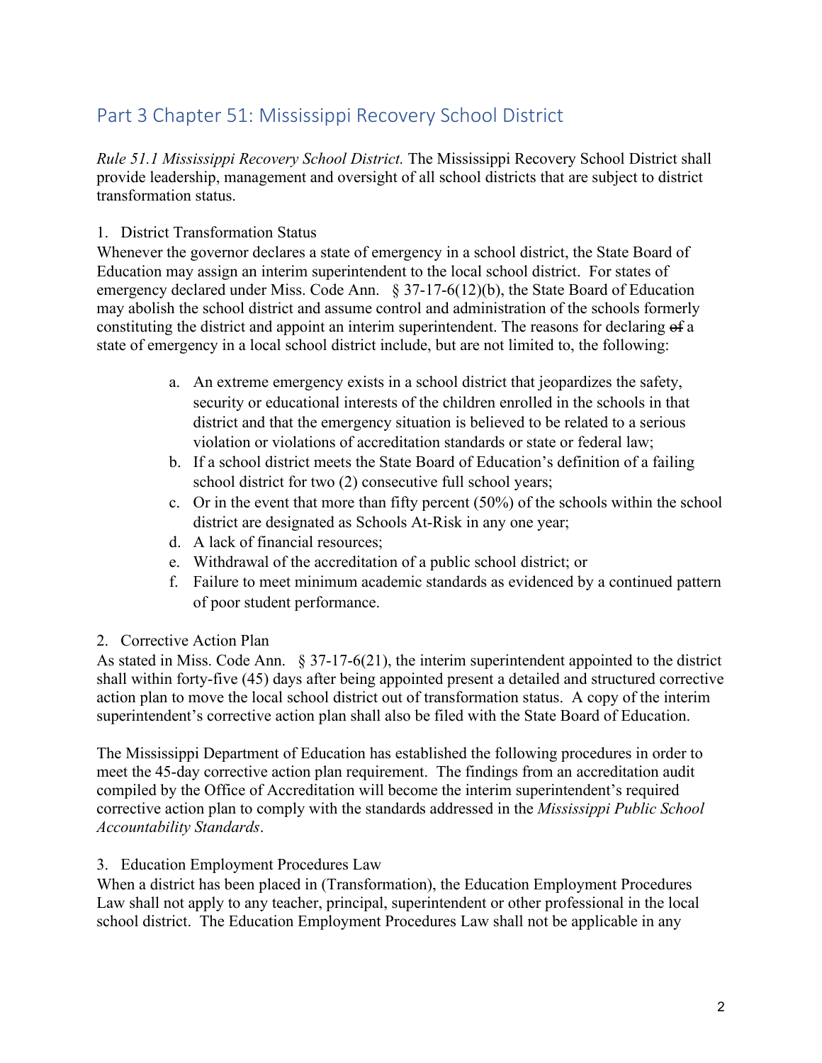## Part 3 Chapter 51: Mississippi Recovery School District

*Rule 51.1 Mississippi Recovery School District.* The Mississippi Recovery School District shall provide leadership, management and oversight of all school districts that are subject to district transformation status.

1. District Transformation Status

Whenever the governor declares a state of emergency in a school district, the State Board of Education may assign an interim superintendent to the local school district. For states of emergency declared under Miss. Code Ann. § 37-17-6(12)(b), the State Board of Education may abolish the school district and assume control and administration of the schools formerly constituting the district and appoint an interim superintendent. The reasons for declaring ~~of~~ a state of emergency in a local school district include, but are not limited to, the following:

   a. An extreme emergency exists in a school district that jeopardizes the safety, security or educational interests of the children enrolled in the schools in that district and that the emergency situation is believed to be related to a serious violation or violations of accreditation standards or state or federal law;
   b. If a school district meets the State Board of Education's definition of a failing school district for two (2) consecutive full school years;
   c. Or in the event that more than fifty percent (50%) of the schools within the school district are designated as Schools At-Risk in any one year;
   d. A lack of financial resources;
   e. Withdrawal of the accreditation of a public school district; or
   f. Failure to meet minimum academic standards as evidenced by a continued pattern of poor student performance.

2. Corrective Action Plan

As stated in Miss. Code Ann. § 37-17-6(21), the interim superintendent appointed to the district shall within forty-five (45) days after being appointed present a detailed and structured corrective action plan to move the local school district out of transformation status. A copy of the interim superintendent's corrective action plan shall also be filed with the State Board of Education.

The Mississippi Department of Education has established the following procedures in order to meet the 45-day corrective action plan requirement. The findings from an accreditation audit compiled by the Office of Accreditation will become the interim superintendent's required corrective action plan to comply with the standards addressed in the *Mississippi Public School Accountability Standards*.

3. Education Employment Procedures Law

When a district has been placed in (Transformation), the Education Employment Procedures Law shall not apply to any teacher, principal, superintendent or other professional in the local school district. The Education Employment Procedures Law shall not be applicable in any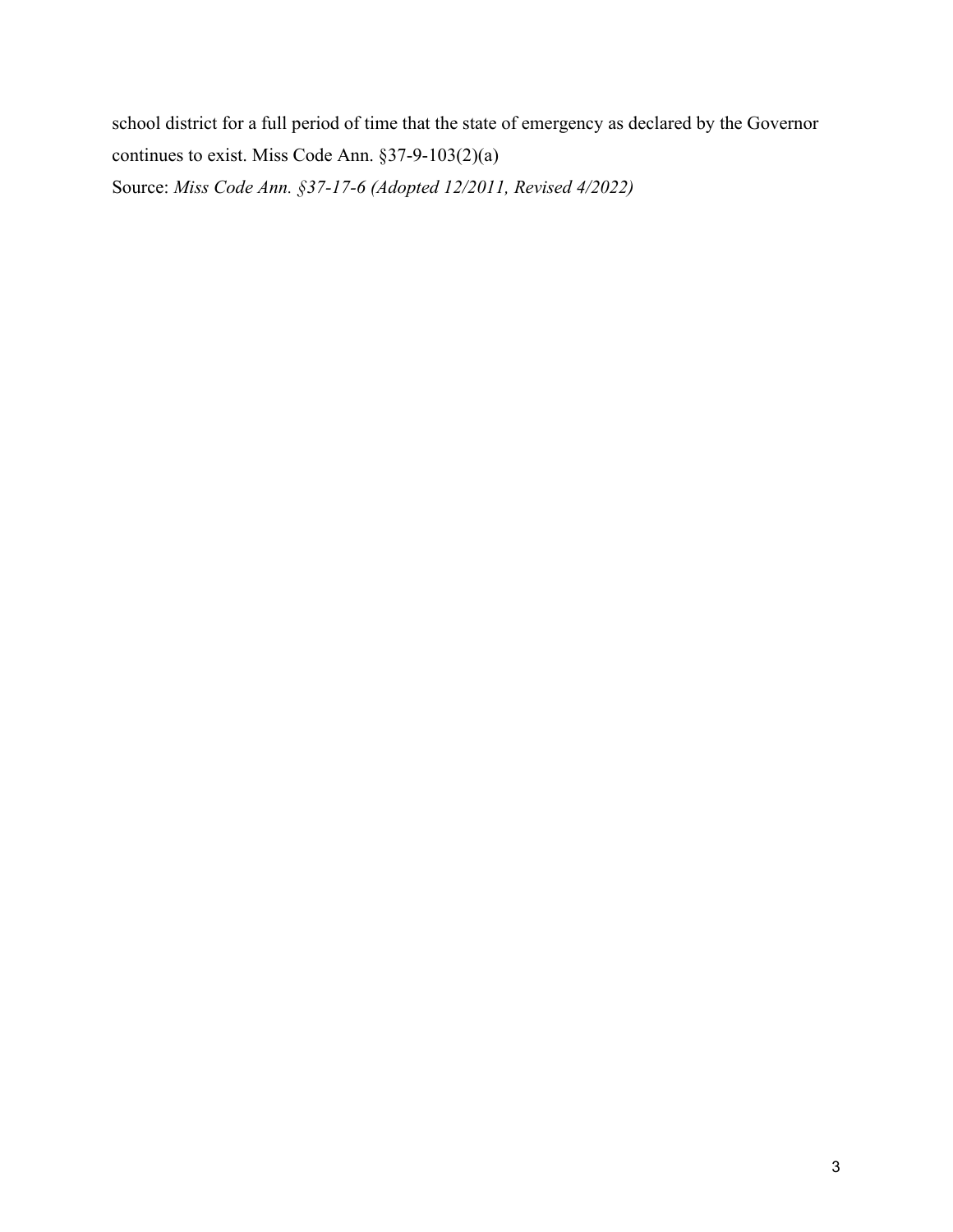school district for a full period of time that the state of emergency as declared by the Governor continues to exist. Miss Code Ann. §37-9-103(2)(a)

Source: *Miss Code Ann. §37-17-6 (Adopted 12/2011, Revised 4/2022)*